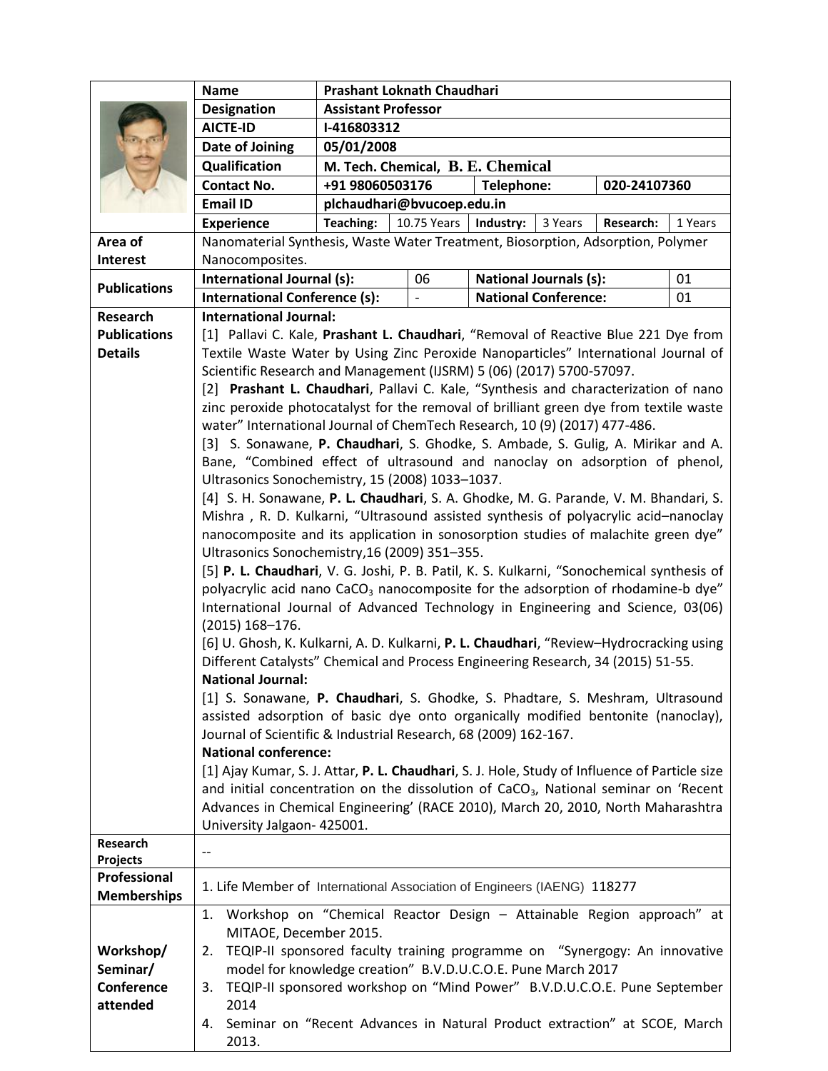| | | | | | | | |
|---|---|---|---|---|---|---|---|
| **Name** | **Prashant Loknath Chaudhari** | | | | | | |
| **Designation** | **Assistant Professor** | | | | | | |
| **AICTE-ID** | **I-416803312** | | | | | | |
| **Date of Joining** | **05/01/2008** | | | | | | |
| **Qualification** | **M. Tech. Chemical, B. E. Chemical** | | | | | | |
| **Contact No.** | **+91 98060503176** | | **Telephone:** | | **020-24107360** | | |
| **Email ID** | **plchaudhari@bvucoep.edu.in** | | | | | | |
| **Experience** | **Teaching:** | 10.75 Years | **Industry:** | 3 Years | **Research:** | 1 Years | |

| | | | | |
|---|---|---|---|---|
| **Area of Interest** | Nanomaterial Synthesis, Waste Water Treatment, Biosorption, Adsorption, Polymer Nanocomposites. | | | |
| **Publications** | **International Journal (s):** | 06 | **National Journals (s):** | 01 |
| | **International Conference (s):** | - | **National Conference:** | 01 |

**Research Publications Details**

**International Journal:**

[1] Pallavi C. Kale, **Prashant L. Chaudhari**, "Removal of Reactive Blue 221 Dye from Textile Waste Water by Using Zinc Peroxide Nanoparticles" International Journal of Scientific Research and Management (IJSRM) 5 (06) (2017) 5700-57097.

[2] **Prashant L. Chaudhari**, Pallavi C. Kale, "Synthesis and characterization of nano zinc peroxide photocatalyst for the removal of brilliant green dye from textile waste water" International Journal of ChemTech Research, 10 (9) (2017) 477-486.

[3] S. Sonawane, **P. Chaudhari**, S. Ghodke, S. Ambade, S. Gulig, A. Mirikar and A. Bane, "Combined effect of ultrasound and nanoclay on adsorption of phenol, Ultrasonics Sonochemistry, 15 (2008) 1033–1037.

[4] S. H. Sonawane, **P. L. Chaudhari**, S. A. Ghodke, M. G. Parande, V. M. Bhandari, S. Mishra , R. D. Kulkarni, "Ultrasound assisted synthesis of polyacrylic acid–nanoclay nanocomposite and its application in sonosorption studies of malachite green dye" Ultrasonics Sonochemistry,16 (2009) 351–355.

[5] **P. L. Chaudhari**, V. G. Joshi, P. B. Patil, K. S. Kulkarni, "Sonochemical synthesis of polyacrylic acid nano $CaCO_3$ nanocomposite for the adsorption of rhodamine-b dye" International Journal of Advanced Technology in Engineering and Science, 03(06) (2015) 168–176.

[6] U. Ghosh, K. Kulkarni, A. D. Kulkarni, **P. L. Chaudhari**, "Review–Hydrocracking using Different Catalysts" Chemical and Process Engineering Research, 34 (2015) 51-55.

**National Journal:**

[1] S. Sonawane, **P. Chaudhari**, S. Ghodke, S. Phadtare, S. Meshram, Ultrasound assisted adsorption of basic dye onto organically modified bentonite (nanoclay), Journal of Scientific & Industrial Research, 68 (2009) 162-167.

**National conference:**

[1] Ajay Kumar, S. J. Attar, **P. L. Chaudhari**, S. J. Hole, Study of Influence of Particle size and initial concentration on the dissolution of $CaCO_3$, National seminar on 'Recent Advances in Chemical Engineering' (RACE 2010), March 20, 2010, North Maharashtra University Jalgaon- 425001.

| | |
|---|---|
| **Research Projects** | -- |
| **Professional Memberships** | 1. Life Member of International Association of Engineers (IAENG) 118277 |

**Workshop/ Seminar/ Conference attended**

1. Workshop on "Chemical Reactor Design – Attainable Region approach" at MITAOE, December 2015.
2. TEQIP-II sponsored faculty training programme on "Synergogy: An innovative model for knowledge creation" B.V.D.U.C.O.E. Pune March 2017
3. TEQIP-II sponsored workshop on "Mind Power" B.V.D.U.C.O.E. Pune September 2014
4. Seminar on "Recent Advances in Natural Product extraction" at SCOE, March 2013.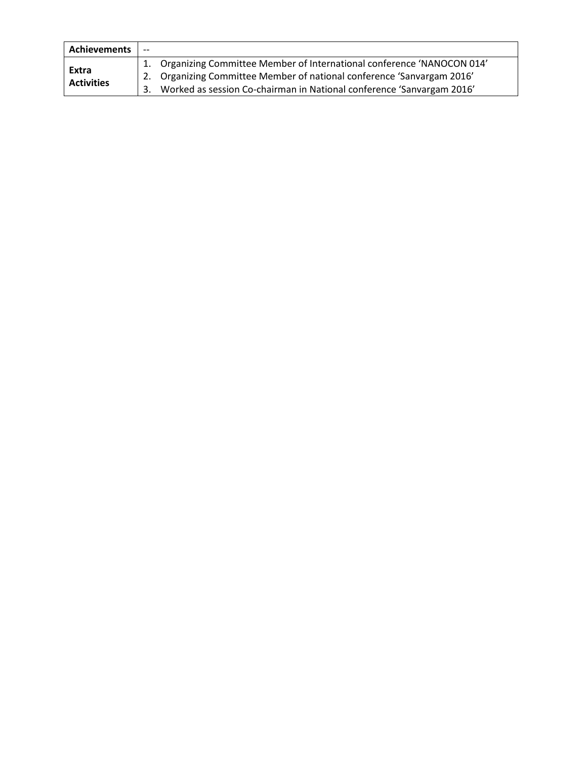| | |
|---|---|
| **Achievements** | -- |
| **Extra Activities** | 1. Organizing Committee Member of International conference 'NANOCON 014'<br>2. Organizing Committee Member of national conference 'Sanvargam 2016'<br>3. Worked as session Co-chairman in National conference 'Sanvargam 2016' |